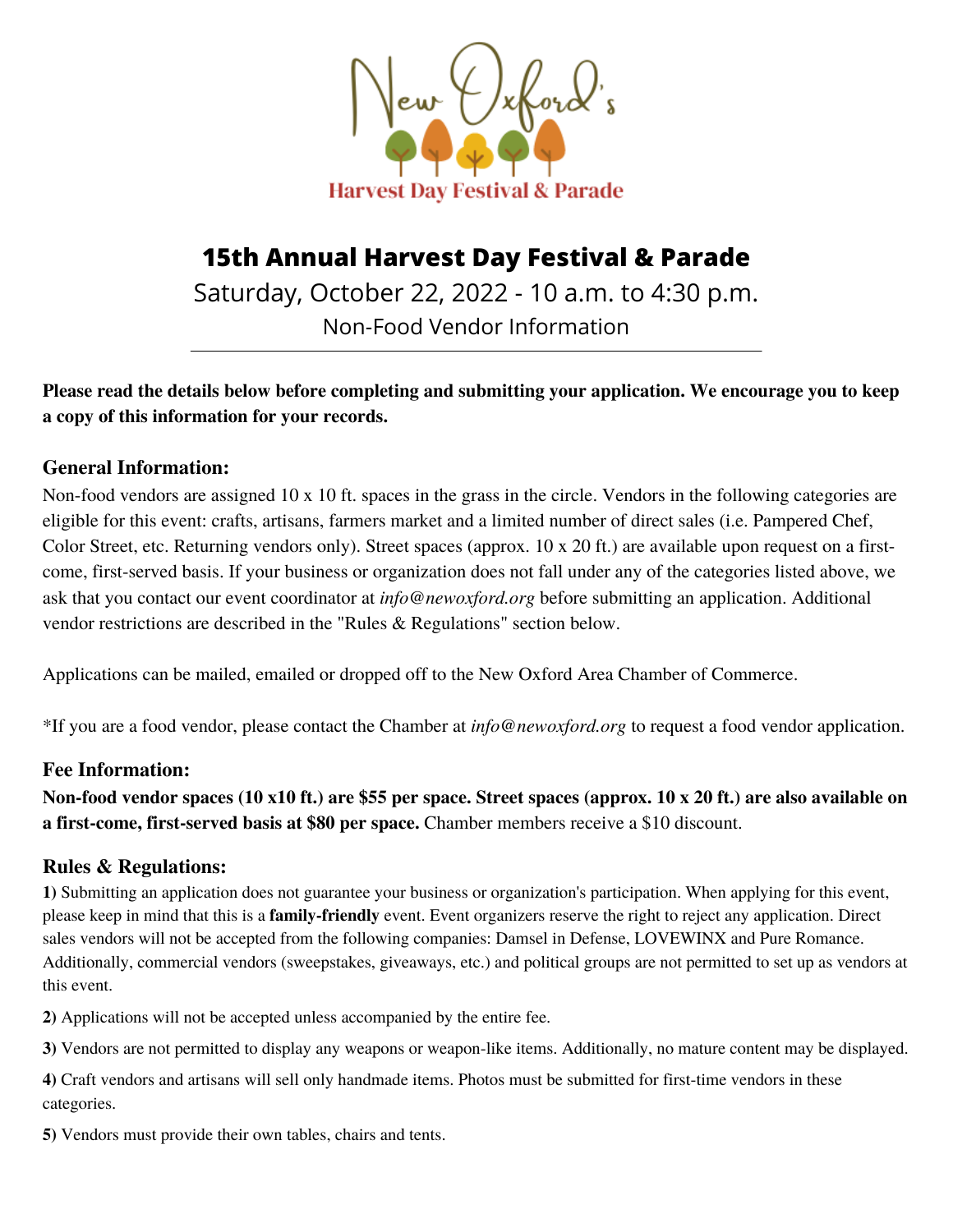New Oxford's

Harvest Day Festival & Parade

# 15th Annual Harvest Day Festival & Parade

Saturday, October 22, 2022 - 10 a.m. to 4:30 p.m.

Non-Food Vendor Information

---

**Please read the details below before completing and submitting your application. We encourage you to keep a copy of this information for your records.**

## General Information:

Non-food vendors are assigned 10 x 10 ft. spaces in the grass in the circle. Vendors in the following categories are eligible for this event: crafts, artisans, farmers market and a limited number of direct sales (i.e. Pampered Chef, Color Street, etc. Returning vendors only). Street spaces (approx. 10 x 20 ft.) are available upon request on a first-come, first-served basis. If your business or organization does not fall under any of the categories listed above, we ask that you contact our event coordinator at *info@newoxford.org* before submitting an application. Additional vendor restrictions are described in the "Rules & Regulations" section below.

Applications can be mailed, emailed or dropped off to the New Oxford Area Chamber of Commerce.

*If you are a food vendor, please contact the Chamber at *info@newoxford.org* to request a food vendor application.

## Fee Information:

**Non-food vendor spaces (10 x10 ft.) are $55 per space. Street spaces (approx. 10 x 20 ft.) are also available on a first-come, first-served basis at $80 per space.** Chamber members receive a $10 discount.

## Rules & Regulations:

**1)** Submitting an application does not guarantee your business or organization's participation. When applying for this event, please keep in mind that this is a **family-friendly** event. Event organizers reserve the right to reject any application. Direct sales vendors will not be accepted from the following companies: Damsel in Defense, LOVEWINX and Pure Romance. Additionally, commercial vendors (sweepstakes, giveaways, etc.) and political groups are not permitted to set up as vendors at this event.

**2)** Applications will not be accepted unless accompanied by the entire fee.

**3)** Vendors are not permitted to display any weapons or weapon-like items. Additionally, no mature content may be displayed.

**4)** Craft vendors and artisans will sell only handmade items. Photos must be submitted for first-time vendors in these categories.

**5)** Vendors must provide their own tables, chairs and tents.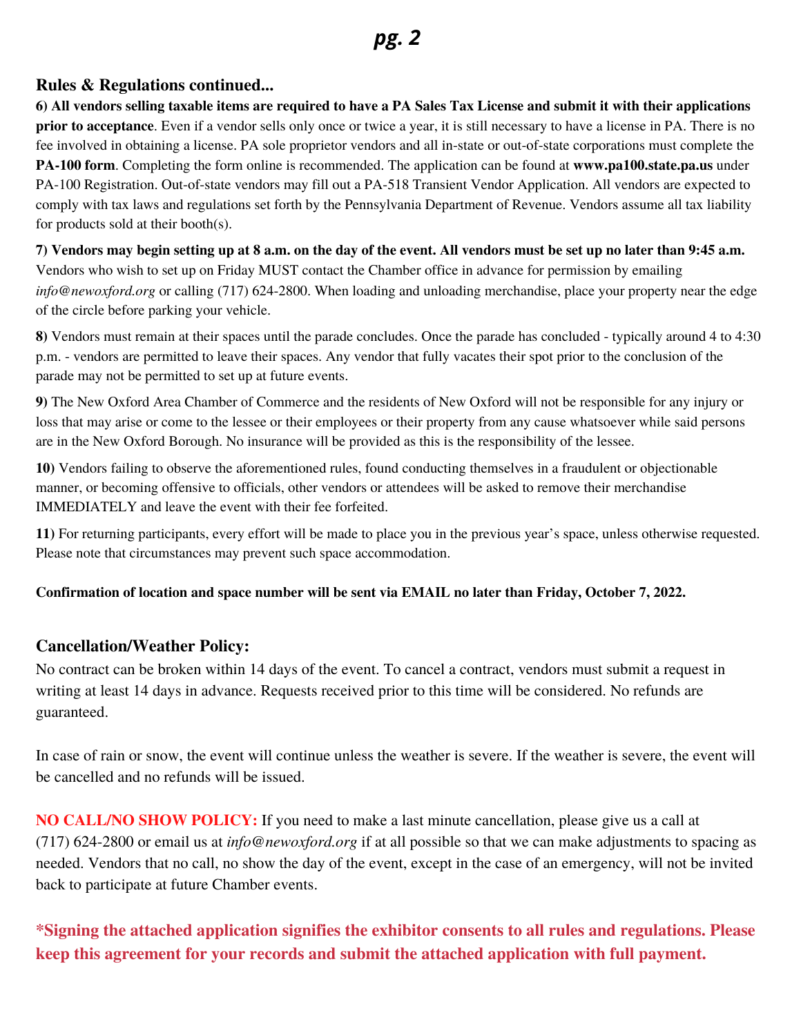## Rules & Regulations continued...

**6) All vendors selling taxable items are required to have a PA Sales Tax License and submit it with their applications prior to acceptance**. Even if a vendor sells only once or twice a year, it is still necessary to have a license in PA. There is no fee involved in obtaining a license. PA sole proprietor vendors and all in-state or out-of-state corporations must complete the **PA-100 form**. Completing the form online is recommended. The application can be found at **www.pa100.state.pa.us** under PA-100 Registration. Out-of-state vendors may fill out a PA-518 Transient Vendor Application. All vendors are expected to comply with tax laws and regulations set forth by the Pennsylvania Department of Revenue. Vendors assume all tax liability for products sold at their booth(s).

**7) Vendors may begin setting up at 8 a.m. on the day of the event. All vendors must be set up no later than 9:45 a.m.** Vendors who wish to set up on Friday MUST contact the Chamber office in advance for permission by emailing *info@newoxford.org* or calling (717) 624-2800. When loading and unloading merchandise, place your property near the edge of the circle before parking your vehicle.

**8)** Vendors must remain at their spaces until the parade concludes. Once the parade has concluded - typically around 4 to 4:30 p.m. - vendors are permitted to leave their spaces. Any vendor that fully vacates their spot prior to the conclusion of the parade may not be permitted to set up at future events.

**9)** The New Oxford Area Chamber of Commerce and the residents of New Oxford will not be responsible for any injury or loss that may arise or come to the lessee or their employees or their property from any cause whatsoever while said persons are in the New Oxford Borough. No insurance will be provided as this is the responsibility of the lessee.

**10)** Vendors failing to observe the aforementioned rules, found conducting themselves in a fraudulent or objectionable manner, or becoming offensive to officials, other vendors or attendees will be asked to remove their merchandise IMMEDIATELY and leave the event with their fee forfeited.

**11)** For returning participants, every effort will be made to place you in the previous year's space, unless otherwise requested. Please note that circumstances may prevent such space accommodation.

**Confirmation of location and space number will be sent via EMAIL no later than Friday, October 7, 2022.**

## Cancellation/Weather Policy:

No contract can be broken within 14 days of the event. To cancel a contract, vendors must submit a request in writing at least 14 days in advance. Requests received prior to this time will be considered. No refunds are guaranteed.

In case of rain or snow, the event will continue unless the weather is severe. If the weather is severe, the event will be cancelled and no refunds will be issued.

**NO CALL/NO SHOW POLICY:** If you need to make a last minute cancellation, please give us a call at (717) 624-2800 or email us at *info@newoxford.org* if at all possible so that we can make adjustments to spacing as needed. Vendors that no call, no show the day of the event, except in the case of an emergency, will not be invited back to participate at future Chamber events.

**\*Signing the attached application signifies the exhibitor consents to all rules and regulations. Please keep this agreement for your records and submit the attached application with full payment.**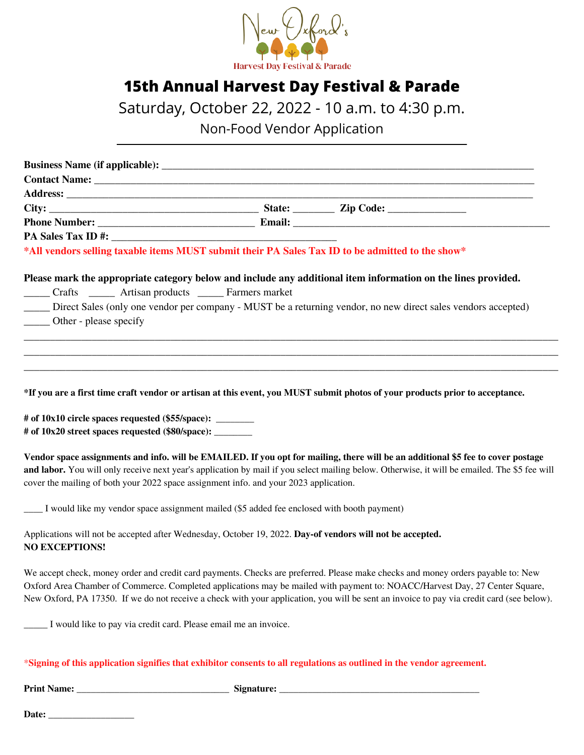New Oxford's

Harvest Day Festival & Parade

# 15th Annual Harvest Day Festival & Parade

## Saturday, October 22, 2022 - 10 a.m. to 4:30 p.m.

### Non-Food Vendor Application

**Business Name (if applicable):** ___________________________________________

**Contact Name:** ___________________________________________

**Address:** ___________________________________________

**City:** ______________________ **State:** ________ **Zip Code:** _______________

**Phone Number:** ______________________ **Email:** ______________________

**PA Sales Tax ID #:** ___________________________________________

***All vendors selling taxable items MUST submit their PA Sales Tax ID to be admitted to the show***

**Please mark the appropriate category below and include any additional item information on the lines provided.**

_____ Crafts _____ Artisan products _____ Farmers market

_____ Direct Sales (only one vendor per company - MUST be a returning vendor, no new direct sales vendors accepted)

_____ Other - please specify

___________________________________________________________________________

___________________________________________________________________________

___________________________________________________________________________

***If you are a first time craft vendor or artisan at this event, you MUST submit photos of your products prior to acceptance.**

**# of 10x10 circle spaces requested ($55/space):** ________

**# of 10x20 street spaces requested ($80/space):** ________

**Vendor space assignments and info. will be EMAILED. If you opt for mailing, there will be an additional $5 fee to cover postage and labor.** You will only receive next year's application by mail if you select mailing below. Otherwise, it will be emailed. The $5 fee will cover the mailing of both your 2022 space assignment info. and your 2023 application.

____ I would like my vendor space assignment mailed ($5 added fee enclosed with booth payment)

Applications will not be accepted after Wednesday, October 19, 2022. **Day-of vendors will not be accepted. NO EXCEPTIONS!**

We accept check, money order and credit card payments. Checks are preferred. Please make checks and money orders payable to: New Oxford Area Chamber of Commerce. Completed applications may be mailed with payment to: NOACC/Harvest Day, 27 Center Square, New Oxford, PA 17350. If we do not receive a check with your application, you will be sent an invoice to pay via credit card (see below).

_____ I would like to pay via credit card. Please email me an invoice.

***Signing of this application signifies that exhibitor consents to all regulations as outlined in the vendor agreement.**

**Print Name:** ______________________ **Signature:** ______________________

**Date:** __________________